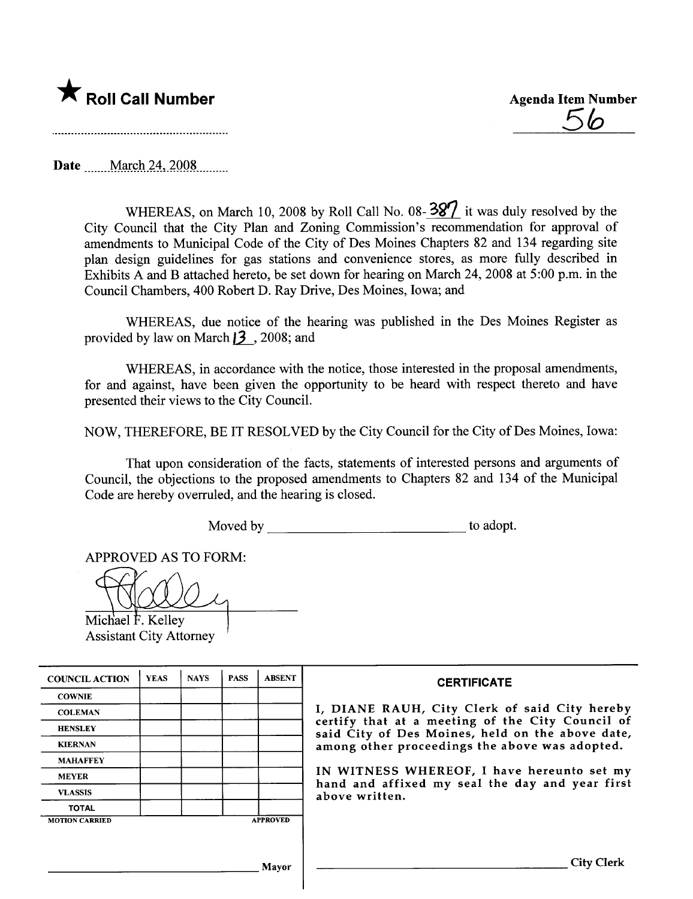★ **Roll Call Number**

**Agenda Item Number**

56

Date March 24, 2008

WHEREAS, on March 10, 2008 by Roll Call No. 08-387 it was duly resolved by the City Council that the City Plan and Zoning Commission's recommendation for approval of amendments to Municipal Code of the City of Des Moines Chapters 82 and 134 regarding site plan design guidelines for gas stations and convenience stores, as more fully described in Exhibits A and B attached hereto, be set down for hearing on March 24, 2008 at 5:00 p.m. in the Council Chambers, 400 Robert D. Ray Drive, Des Moines, Iowa; and

WHEREAS, due notice of the hearing was published in the Des Moines Register as provided by law on March 13, 2008; and

WHEREAS, in accordance with the notice, those interested in the proposal amendments, for and against, have been given the opportunity to be heard with respect thereto and have presented their views to the City Council.

NOW, THEREFORE, BE IT RESOLVED by the City Council for the City of Des Moines, Iowa:

That upon consideration of the facts, statements of interested persons and arguments of Council, the objections to the proposed amendments to Chapters 82 and 134 of the Municipal Code are hereby overruled, and the hearing is closed.

Moved by ______________________ to adopt.

APPROVED AS TO FORM:

Michael F. Kelley
Assistant City Attorney

| COUNCIL ACTION | YEAS | NAYS | PASS | ABSENT |
|---|---|---|---|---|
| COWNIE | | | | |
| COLEMAN | | | | |
| HENSLEY | | | | |
| KIERNAN | | | | |
| MAHAFFEY | | | | |
| MEYER | | | | |
| VLASSIS | | | | |
| TOTAL | | | | |
| MOTION CARRIED | | | | APPROVED |

______________________ Mayor

**CERTIFICATE**

I, DIANE RAUH, City Clerk of said City hereby certify that at a meeting of the City Council of said City of Des Moines, held on the above date, among other proceedings the above was adopted.

IN WITNESS WHEREOF, I have hereunto set my hand and affixed my seal the day and year first above written.

______________________ City Clerk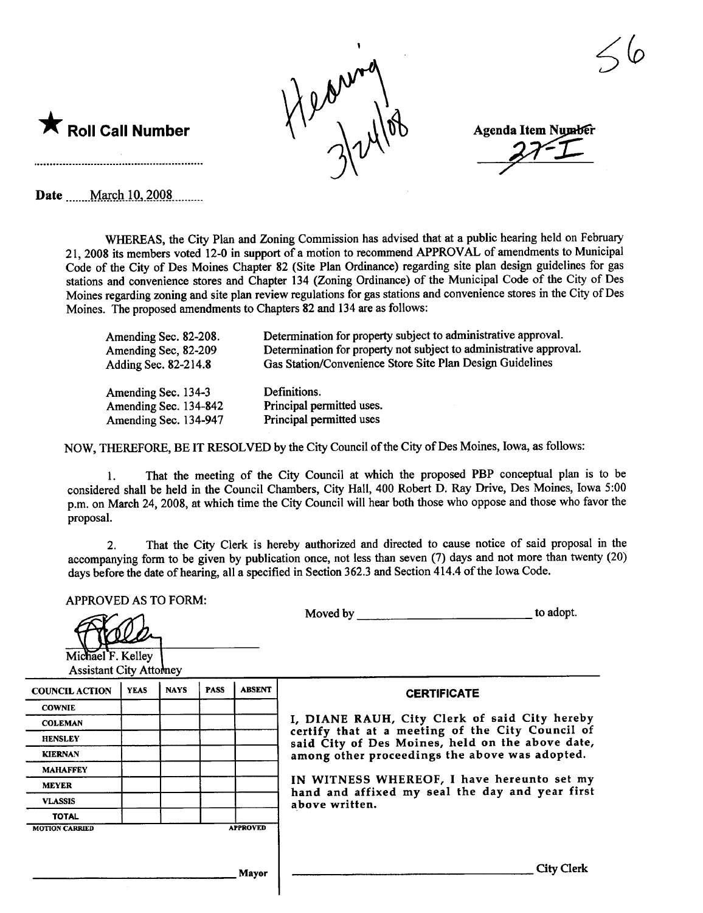Hearing 3/24/08

56

★ **Roll Call Number**

..........................................................

Agenda Item Number
27-I

Date March 10, 2008

WHEREAS, the City Plan and Zoning Commission has advised that at a public hearing held on February 21, 2008 its members voted 12-0 in support of a motion to recommend APPROVAL of amendments to Municipal Code of the City of Des Moines Chapter 82 (Site Plan Ordinance) regarding site plan design guidelines for gas stations and convenience stores and Chapter 134 (Zoning Ordinance) of the Municipal Code of the City of Des Moines regarding zoning and site plan review regulations for gas stations and convenience stores in the City of Des Moines. The proposed amendments to Chapters 82 and 134 are as follows:

| | |
|---|---|
| Amending Sec. 82-208. | Determination for property subject to administrative approval. |
| Amending Sec, 82-209 | Determination for property not subject to administrative approval. |
| Adding Sec. 82-214.8 | Gas Station/Convenience Store Site Plan Design Guidelines |
| Amending Sec. 134-3 | Definitions. |
| Amending Sec. 134-842 | Principal permitted uses. |
| Amending Sec. 134-947 | Principal permitted uses |

NOW, THEREFORE, BE IT RESOLVED by the City Council of the City of Des Moines, Iowa, as follows:

1. That the meeting of the City Council at which the proposed PBP conceptual plan is to be considered shall be held in the Council Chambers, City Hall, 400 Robert D. Ray Drive, Des Moines, Iowa 5:00 p.m. on March 24, 2008, at which time the City Council will hear both those who oppose and those who favor the proposal.

2. That the City Clerk is hereby authorized and directed to cause notice of said proposal in the accompanying form to be given by publication once, not less than seven (7) days and not more than twenty (20) days before the date of hearing, all a specified in Section 362.3 and Section 414.4 of the Iowa Code.

APPROVED AS TO FORM:

Michael F. Kelley
Assistant City Attorney

Moved by \_\_\_\_\_\_\_\_\_\_\_\_\_\_\_\_\_\_\_\_\_\_\_\_\_\_ to adopt.

| COUNCIL ACTION | YEAS | NAYS | PASS | ABSENT |
|---|---|---|---|---|
| COWNIE | | | | |
| COLEMAN | | | | |
| HENSLEY | | | | |
| KIERNAN | | | | |
| MAHAFFEY | | | | |
| MEYER | | | | |
| VLASSIS | | | | |
| TOTAL | | | | |
| MOTION CARRIED | | | | APPROVED |

\_\_\_\_\_\_\_\_\_\_\_\_\_\_\_\_\_\_\_\_\_\_\_\_\_\_ Mayor

**CERTIFICATE**

I, DIANE RAUH, City Clerk of said City hereby certify that at a meeting of the City Council of said City of Des Moines, held on the above date, among other proceedings the above was adopted.

IN WITNESS WHEREOF, I have hereunto set my hand and affixed my seal the day and year first above written.

\_\_\_\_\_\_\_\_\_\_\_\_\_\_\_\_\_\_\_\_\_\_\_\_\_\_ City Clerk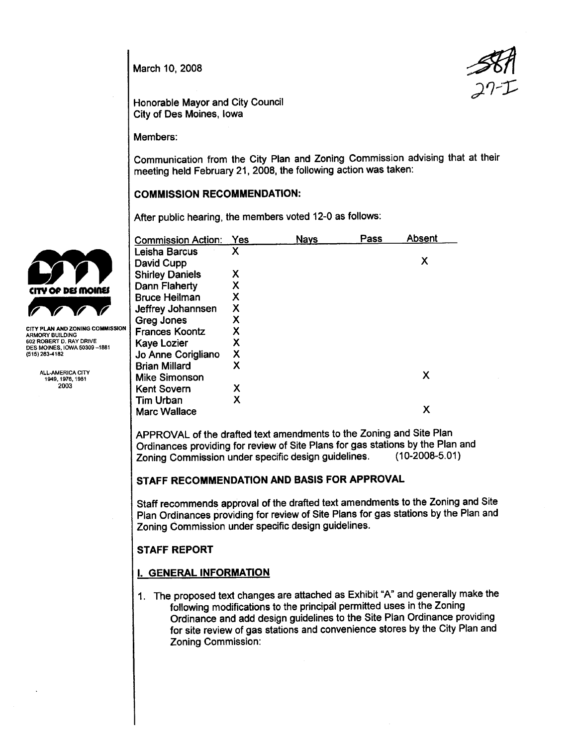March 10, 2008

58A
27-I

Honorable Mayor and City Council
City of Des Moines, Iowa

Members:

Communication from the City Plan and Zoning Commission advising that at their meeting held February 21, 2008, the following action was taken:

CITY PLAN AND ZONING COMMISSION
ARMORY BUILDING
602 ROBERT D. RAY DRIVE
DES MOINES, IOWA 50309-1881
(515) 283-4182

ALL-AMERICA CITY
1949, 1976, 1981
2003

## COMMISSION RECOMMENDATION:

After public hearing, the members voted 12-0 as follows:

| Commission Action: | Yes | Nays | Pass | Absent |
|---|---|---|---|---|
| Leisha Barcus | X | | | |
| David Cupp | | | | X |
| Shirley Daniels | X | | | |
| Dann Flaherty | X | | | |
| Bruce Heilman | X | | | |
| Jeffrey Johannsen | X | | | |
| Greg Jones | X | | | |
| Frances Koontz | X | | | |
| Kaye Lozier | X | | | |
| Jo Anne Corigliano | X | | | |
| Brian Millard | X | | | |
| Mike Simonson | | | | X |
| Kent Sovern | X | | | |
| Tim Urban | X | | | |
| Marc Wallace | | | | X |

APPROVAL of the drafted text amendments to the Zoning and Site Plan Ordinances providing for review of Site Plans for gas stations by the Plan and Zoning Commission under specific design guidelines. (10-2008-5.01)

## STAFF RECOMMENDATION AND BASIS FOR APPROVAL

Staff recommends approval of the drafted text amendments to the Zoning and Site Plan Ordinances providing for review of Site Plans for gas stations by the Plan and Zoning Commission under specific design guidelines.

## STAFF REPORT

## I. GENERAL INFORMATION

1. The proposed text changes are attached as Exhibit "A" and generally make the following modifications to the principal permitted uses in the Zoning Ordinance and add design guidelines to the Site Plan Ordinance providing for site review of gas stations and convenience stores by the City Plan and Zoning Commission: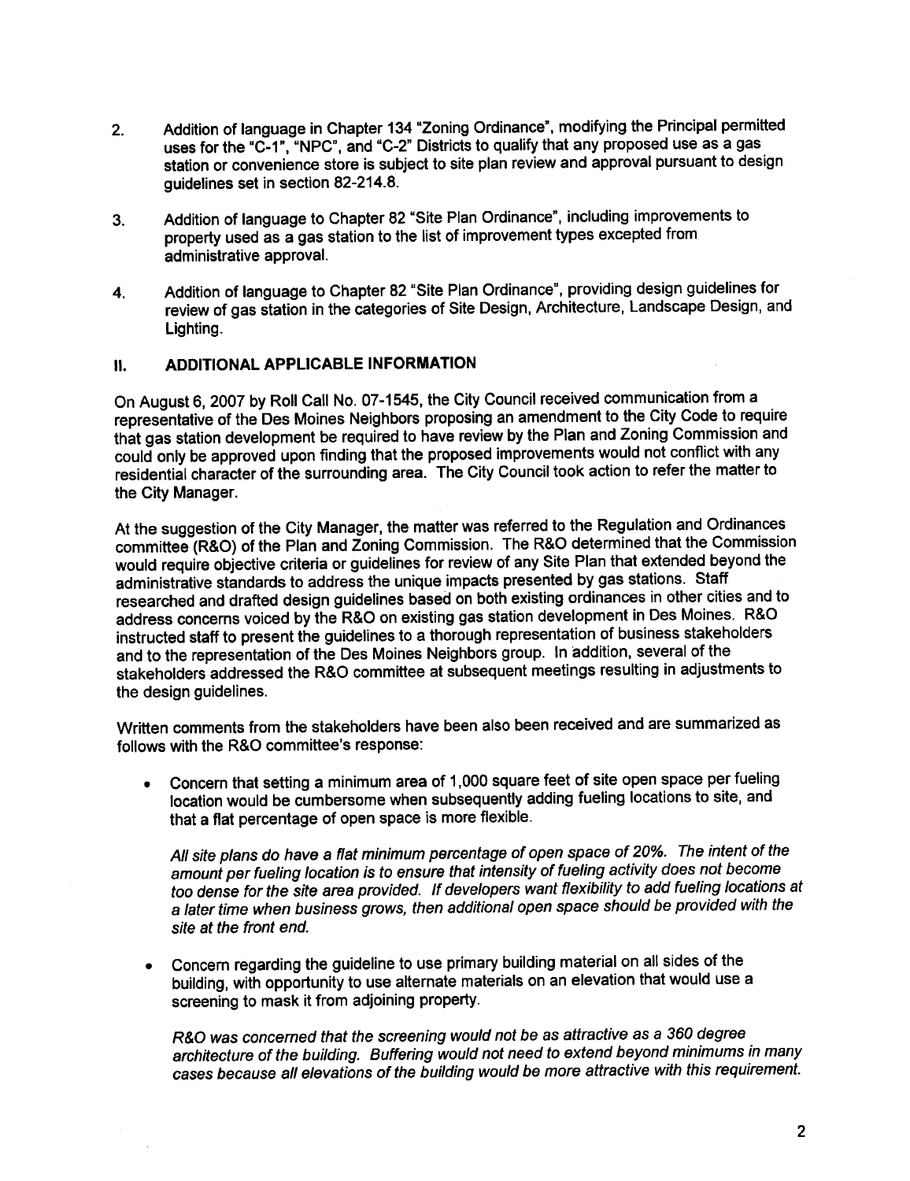2. Addition of language in Chapter 134 "Zoning Ordinance", modifying the Principal permitted uses for the "C-1", "NPC", and "C-2" Districts to qualify that any proposed use as a gas station or convenience store is subject to site plan review and approval pursuant to design guidelines set in section 82-214.8.

3. Addition of language to Chapter 82 "Site Plan Ordinance", including improvements to property used as a gas station to the list of improvement types excepted from administrative approval.

4. Addition of language to Chapter 82 "Site Plan Ordinance", providing design guidelines for review of gas station in the categories of Site Design, Architecture, Landscape Design, and Lighting.

## II. ADDITIONAL APPLICABLE INFORMATION

On August 6, 2007 by Roll Call No. 07-1545, the City Council received communication from a representative of the Des Moines Neighbors proposing an amendment to the City Code to require that gas station development be required to have review by the Plan and Zoning Commission and could only be approved upon finding that the proposed improvements would not conflict with any residential character of the surrounding area. The City Council took action to refer the matter to the City Manager.

At the suggestion of the City Manager, the matter was referred to the Regulation and Ordinances committee (R&O) of the Plan and Zoning Commission. The R&O determined that the Commission would require objective criteria or guidelines for review of any Site Plan that extended beyond the administrative standards to address the unique impacts presented by gas stations. Staff researched and drafted design guidelines based on both existing ordinances in other cities and to address concerns voiced by the R&O on existing gas station development in Des Moines. R&O instructed staff to present the guidelines to a thorough representation of business stakeholders and to the representation of the Des Moines Neighbors group. In addition, several of the stakeholders addressed the R&O committee at subsequent meetings resulting in adjustments to the design guidelines.

Written comments from the stakeholders have been also been received and are summarized as follows with the R&O committee's response:

- Concern that setting a minimum area of 1,000 square feet of site open space per fueling location would be cumbersome when subsequently adding fueling locations to site, and that a flat percentage of open space is more flexible.

  *All site plans do have a flat minimum percentage of open space of 20%. The intent of the amount per fueling location is to ensure that intensity of fueling activity does not become too dense for the site area provided. If developers want flexibility to add fueling locations at a later time when business grows, then additional open space should be provided with the site at the front end.*

- Concern regarding the guideline to use primary building material on all sides of the building, with opportunity to use alternate materials on an elevation that would use a screening to mask it from adjoining property.

  *R&O was concerned that the screening would not be as attractive as a 360 degree architecture of the building. Buffering would not need to extend beyond minimums in many cases because all elevations of the building would be more attractive with this requirement.*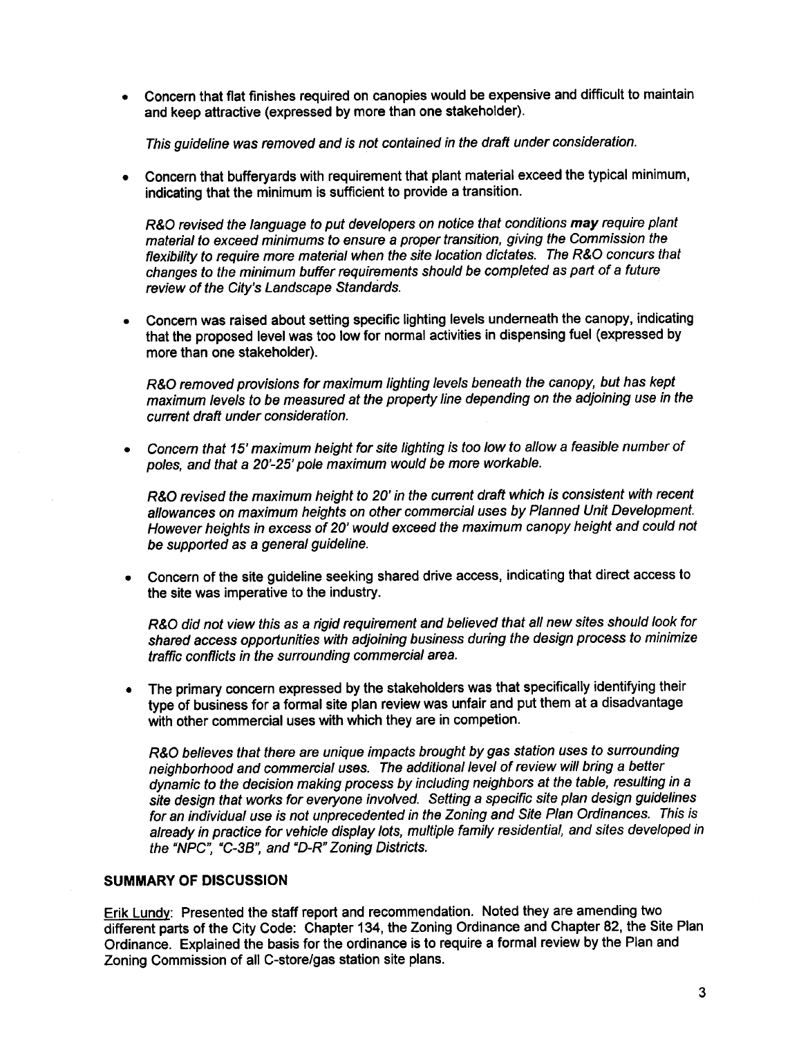- Concern that flat finishes required on canopies would be expensive and difficult to maintain and keep attractive (expressed by more than one stakeholder).

  *This guideline was removed and is not contained in the draft under consideration.*

- Concern that bufferyards with requirement that plant material exceed the typical minimum, indicating that the minimum is sufficient to provide a transition.

  *R&O revised the language to put developers on notice that conditions **may** require plant material to exceed minimums to ensure a proper transition, giving the Commission the flexibility to require more material when the site location dictates. The R&O concurs that changes to the minimum buffer requirements should be completed as part of a future review of the City's Landscape Standards.*

- Concern was raised about setting specific lighting levels underneath the canopy, indicating that the proposed level was too low for normal activities in dispensing fuel (expressed by more than one stakeholder).

  *R&O removed provisions for maximum lighting levels beneath the canopy, but has kept maximum levels to be measured at the property line depending on the adjoining use in the current draft under consideration.*

- *Concern that 15' maximum height for site lighting is too low to allow a feasible number of poles, and that a 20'-25' pole maximum would be more workable.*

  *R&O revised the maximum height to 20' in the current draft which is consistent with recent allowances on maximum heights on other commercial uses by Planned Unit Development. However heights in excess of 20' would exceed the maximum canopy height and could not be supported as a general guideline.*

- Concern of the site guideline seeking shared drive access, indicating that direct access to the site was imperative to the industry.

  *R&O did not view this as a rigid requirement and believed that all new sites should look for shared access opportunities with adjoining business during the design process to minimize traffic conflicts in the surrounding commercial area.*

- The primary concern expressed by the stakeholders was that specifically identifying their type of business for a formal site plan review was unfair and put them at a disadvantage with other commercial uses with which they are in competion.

  *R&O believes that there are unique impacts brought by gas station uses to surrounding neighborhood and commercial uses. The additional level of review will bring a better dynamic to the decision making process by including neighbors at the table, resulting in a site design that works for everyone involved. Setting a specific site plan design guidelines for an individual use is not unprecedented in the Zoning and Site Plan Ordinances. This is already in practice for vehicle display lots, multiple family residential, and sites developed in the "NPC", "C-3B", and "D-R" Zoning Districts.*

## SUMMARY OF DISCUSSION

Erik Lundy: Presented the staff report and recommendation. Noted they are amending two different parts of the City Code: Chapter 134, the Zoning Ordinance and Chapter 82, the Site Plan Ordinance. Explained the basis for the ordinance is to require a formal review by the Plan and Zoning Commission of all C-store/gas station site plans.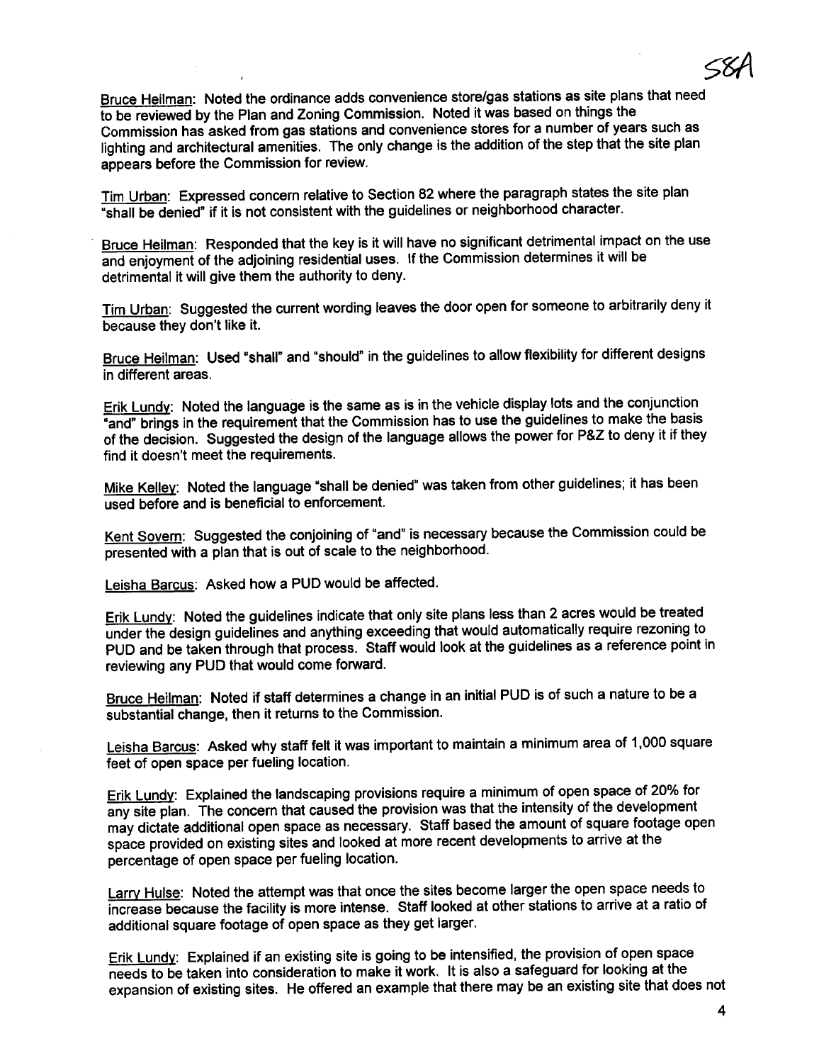58A

Bruce Heilman: Noted the ordinance adds convenience store/gas stations as site plans that need to be reviewed by the Plan and Zoning Commission. Noted it was based on things the Commission has asked from gas stations and convenience stores for a number of years such as lighting and architectural amenities. The only change is the addition of the step that the site plan appears before the Commission for review.

Tim Urban: Expressed concern relative to Section 82 where the paragraph states the site plan "shall be denied" if it is not consistent with the guidelines or neighborhood character.

Bruce Heilman: Responded that the key is it will have no significant detrimental impact on the use and enjoyment of the adjoining residential uses. If the Commission determines it will be detrimental it will give them the authority to deny.

Tim Urban: Suggested the current wording leaves the door open for someone to arbitrarily deny it because they don't like it.

Bruce Heilman: Used "shall" and "should" in the guidelines to allow flexibility for different designs in different areas.

Erik Lundy: Noted the language is the same as is in the vehicle display lots and the conjunction "and" brings in the requirement that the Commission has to use the guidelines to make the basis of the decision. Suggested the design of the language allows the power for P&Z to deny it if they find it doesn't meet the requirements.

Mike Kelley: Noted the language "shall be denied" was taken from other guidelines; it has been used before and is beneficial to enforcement.

Kent Sovern: Suggested the conjoining of "and" is necessary because the Commission could be presented with a plan that is out of scale to the neighborhood.

Leisha Barcus: Asked how a PUD would be affected.

Erik Lundy: Noted the guidelines indicate that only site plans less than 2 acres would be treated under the design guidelines and anything exceeding that would automatically require rezoning to PUD and be taken through that process. Staff would look at the guidelines as a reference point in reviewing any PUD that would come forward.

Bruce Heilman: Noted if staff determines a change in an initial PUD is of such a nature to be a substantial change, then it returns to the Commission.

Leisha Barcus: Asked why staff felt it was important to maintain a minimum area of 1,000 square feet of open space per fueling location.

Erik Lundy: Explained the landscaping provisions require a minimum of open space of 20% for any site plan. The concern that caused the provision was that the intensity of the development may dictate additional open space as necessary. Staff based the amount of square footage open space provided on existing sites and looked at more recent developments to arrive at the percentage of open space per fueling location.

Larry Hulse: Noted the attempt was that once the sites become larger the open space needs to increase because the facility is more intense. Staff looked at other stations to arrive at a ratio of additional square footage of open space as they get larger.

Erik Lundy: Explained if an existing site is going to be intensified, the provision of open space needs to be taken into consideration to make it work. It is also a safeguard for looking at the expansion of existing sites. He offered an example that there may be an existing site that does not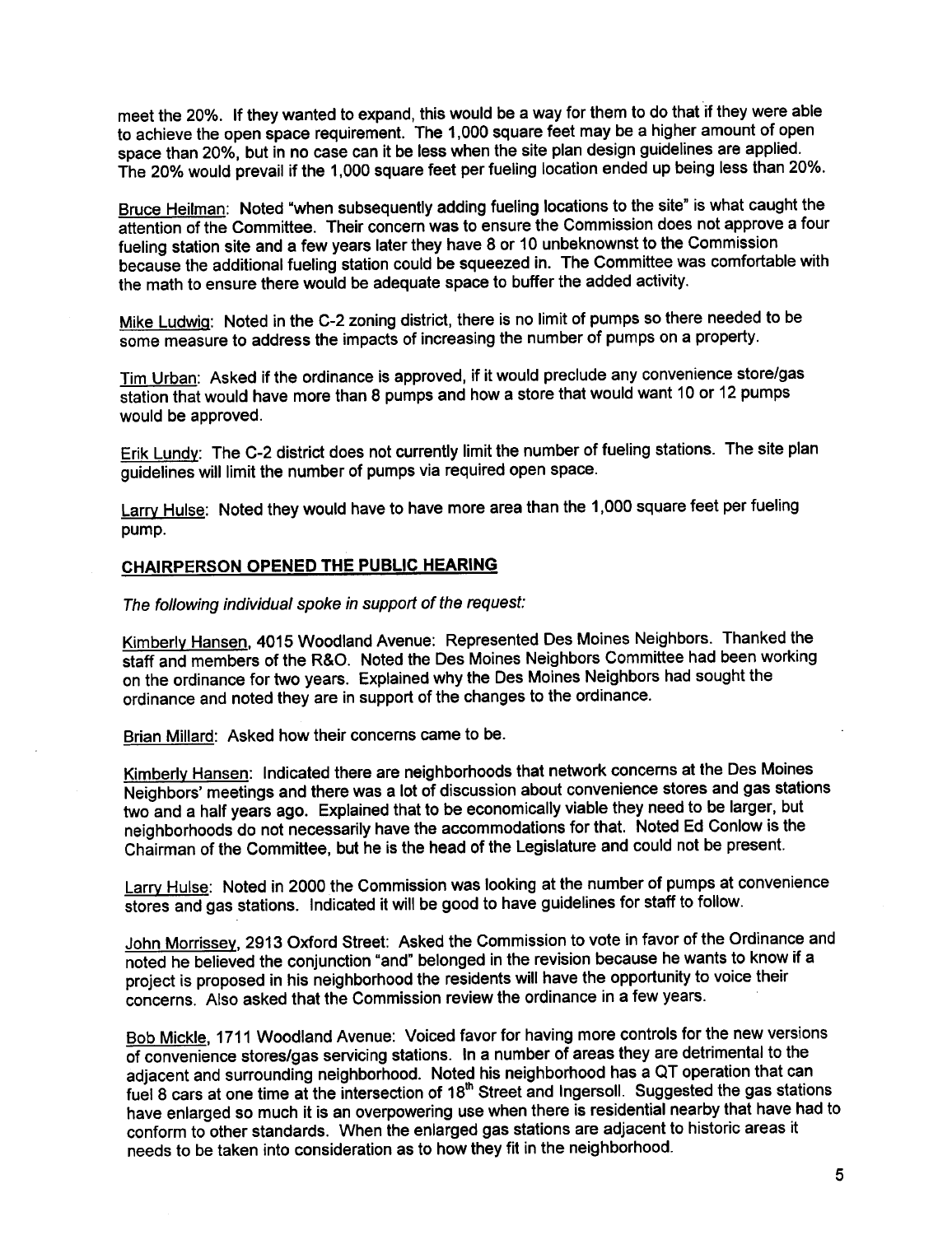meet the 20%. If they wanted to expand, this would be a way for them to do that if they were able to achieve the open space requirement. The 1,000 square feet may be a higher amount of open space than 20%, but in no case can it be less when the site plan design guidelines are applied. The 20% would prevail if the 1,000 square feet per fueling location ended up being less than 20%.

Bruce Heilman: Noted "when subsequently adding fueling locations to the site" is what caught the attention of the Committee. Their concern was to ensure the Commission does not approve a four fueling station site and a few years later they have 8 or 10 unbeknownst to the Commission because the additional fueling station could be squeezed in. The Committee was comfortable with the math to ensure there would be adequate space to buffer the added activity.

Mike Ludwig: Noted in the C-2 zoning district, there is no limit of pumps so there needed to be some measure to address the impacts of increasing the number of pumps on a property.

Tim Urban: Asked if the ordinance is approved, if it would preclude any convenience store/gas station that would have more than 8 pumps and how a store that would want 10 or 12 pumps would be approved.

Erik Lundy: The C-2 district does not currently limit the number of fueling stations. The site plan guidelines will limit the number of pumps via required open space.

Larry Hulse: Noted they would have to have more area than the 1,000 square feet per fueling pump.

**CHAIRPERSON OPENED THE PUBLIC HEARING**

*The following individual spoke in support of the request:*

Kimberly Hansen, 4015 Woodland Avenue: Represented Des Moines Neighbors. Thanked the staff and members of the R&O. Noted the Des Moines Neighbors Committee had been working on the ordinance for two years. Explained why the Des Moines Neighbors had sought the ordinance and noted they are in support of the changes to the ordinance.

Brian Millard: Asked how their concerns came to be.

Kimberly Hansen: Indicated there are neighborhoods that network concerns at the Des Moines Neighbors' meetings and there was a lot of discussion about convenience stores and gas stations two and a half years ago. Explained that to be economically viable they need to be larger, but neighborhoods do not necessarily have the accommodations for that. Noted Ed Conlow is the Chairman of the Committee, but he is the head of the Legislature and could not be present.

Larry Hulse: Noted in 2000 the Commission was looking at the number of pumps at convenience stores and gas stations. Indicated it will be good to have guidelines for staff to follow.

John Morrissey, 2913 Oxford Street: Asked the Commission to vote in favor of the Ordinance and noted he believed the conjunction "and" belonged in the revision because he wants to know if a project is proposed in his neighborhood the residents will have the opportunity to voice their concerns. Also asked that the Commission review the ordinance in a few years.

Bob Mickle, 1711 Woodland Avenue: Voiced favor for having more controls for the new versions of convenience stores/gas servicing stations. In a number of areas they are detrimental to the adjacent and surrounding neighborhood. Noted his neighborhood has a QT operation that can fuel 8 cars at one time at the intersection of 18th Street and Ingersoll. Suggested the gas stations have enlarged so much it is an overpowering use when there is residential nearby that have had to conform to other standards. When the enlarged gas stations are adjacent to historic areas it needs to be taken into consideration as to how they fit in the neighborhood.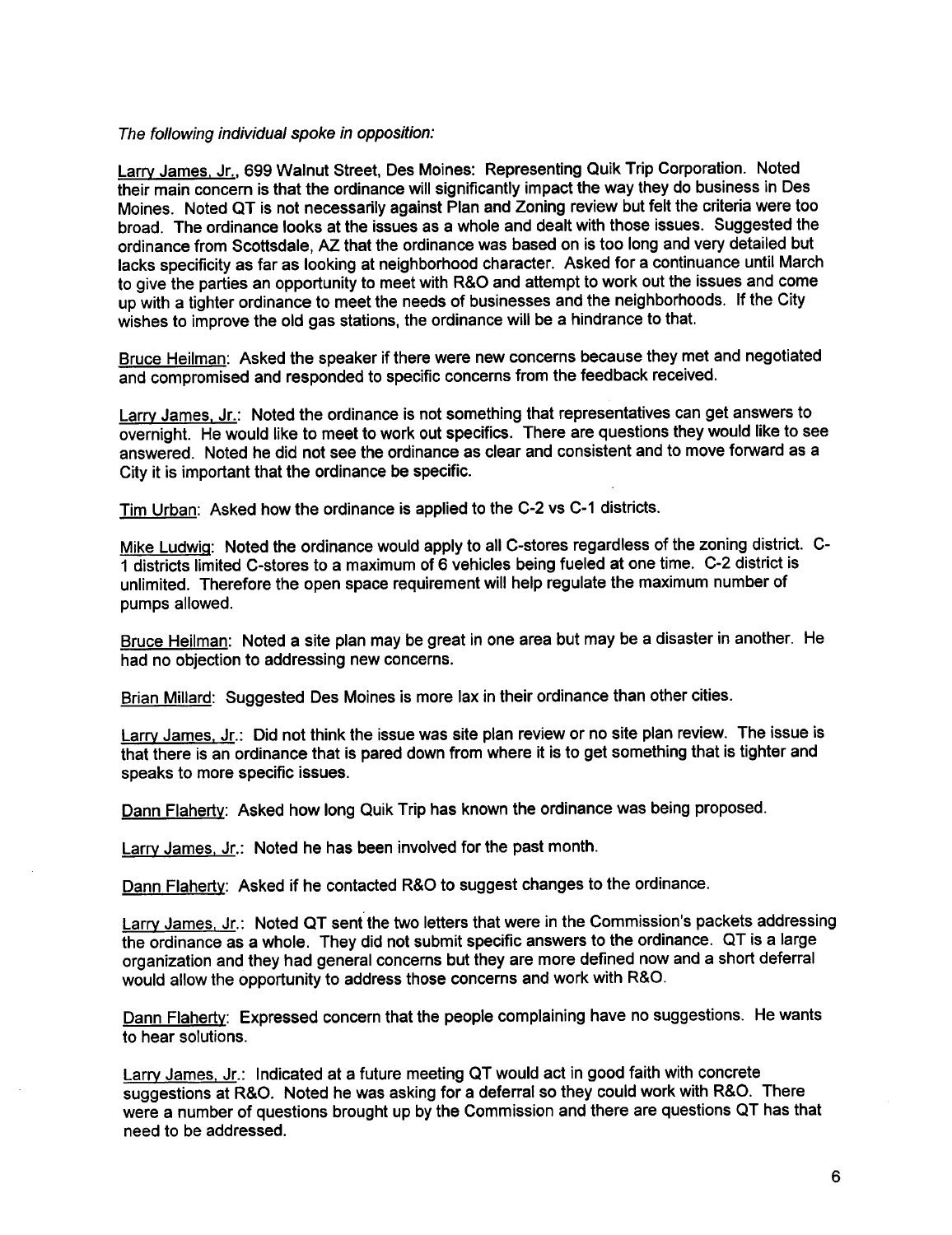*The following individual spoke in opposition:*

Larry James, Jr., 699 Walnut Street, Des Moines: Representing Quik Trip Corporation. Noted their main concern is that the ordinance will significantly impact the way they do business in Des Moines. Noted QT is not necessarily against Plan and Zoning review but felt the criteria were too broad. The ordinance looks at the issues as a whole and dealt with those issues. Suggested the ordinance from Scottsdale, AZ that the ordinance was based on is too long and very detailed but lacks specificity as far as looking at neighborhood character. Asked for a continuance until March to give the parties an opportunity to meet with R&O and attempt to work out the issues and come up with a tighter ordinance to meet the needs of businesses and the neighborhoods. If the City wishes to improve the old gas stations, the ordinance will be a hindrance to that.

Bruce Heilman: Asked the speaker if there were new concerns because they met and negotiated and compromised and responded to specific concerns from the feedback received.

Larry James, Jr.: Noted the ordinance is not something that representatives can get answers to overnight. He would like to meet to work out specifics. There are questions they would like to see answered. Noted he did not see the ordinance as clear and consistent and to move forward as a City it is important that the ordinance be specific.

Tim Urban: Asked how the ordinance is applied to the C-2 vs C-1 districts.

Mike Ludwig: Noted the ordinance would apply to all C-stores regardless of the zoning district. C-1 districts limited C-stores to a maximum of 6 vehicles being fueled at one time. C-2 district is unlimited. Therefore the open space requirement will help regulate the maximum number of pumps allowed.

Bruce Heilman: Noted a site plan may be great in one area but may be a disaster in another. He had no objection to addressing new concerns.

Brian Millard: Suggested Des Moines is more lax in their ordinance than other cities.

Larry James, Jr.: Did not think the issue was site plan review or no site plan review. The issue is that there is an ordinance that is pared down from where it is to get something that is tighter and speaks to more specific issues.

Dann Flaherty: Asked how long Quik Trip has known the ordinance was being proposed.

Larry James, Jr.: Noted he has been involved for the past month.

Dann Flaherty: Asked if he contacted R&O to suggest changes to the ordinance.

Larry James, Jr.: Noted QT sent the two letters that were in the Commission's packets addressing the ordinance as a whole. They did not submit specific answers to the ordinance. QT is a large organization and they had general concerns but they are more defined now and a short deferral would allow the opportunity to address those concerns and work with R&O.

Dann Flaherty: Expressed concern that the people complaining have no suggestions. He wants to hear solutions.

Larry James, Jr.: Indicated at a future meeting QT would act in good faith with concrete suggestions at R&O. Noted he was asking for a deferral so they could work with R&O. There were a number of questions brought up by the Commission and there are questions QT has that need to be addressed.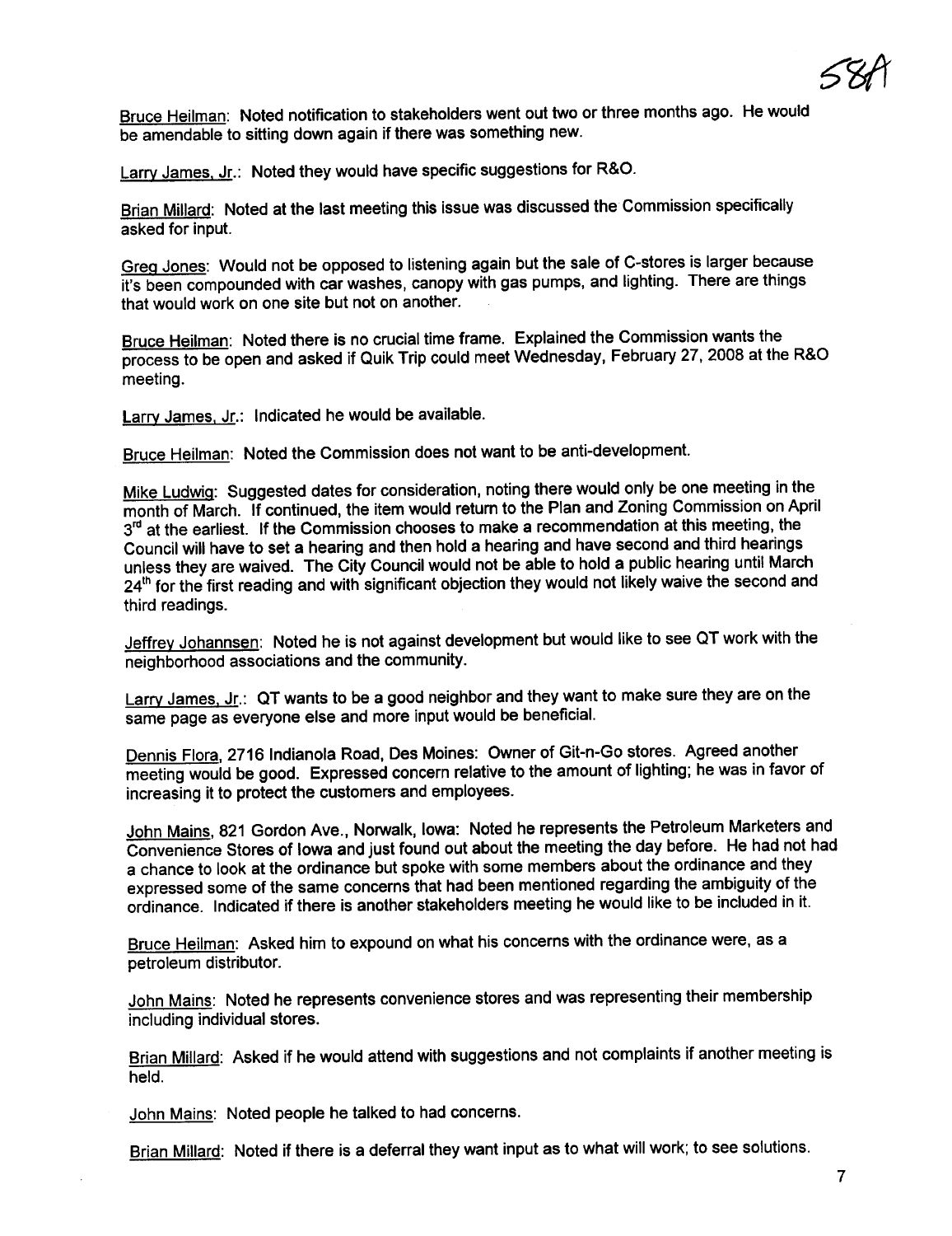58A

Bruce Heilman: Noted notification to stakeholders went out two or three months ago. He would be amendable to sitting down again if there was something new.

Larry James, Jr.: Noted they would have specific suggestions for R&O.

Brian Millard: Noted at the last meeting this issue was discussed the Commission specifically asked for input.

Greg Jones: Would not be opposed to listening again but the sale of C-stores is larger because it's been compounded with car washes, canopy with gas pumps, and lighting. There are things that would work on one site but not on another.

Bruce Heilman: Noted there is no crucial time frame. Explained the Commission wants the process to be open and asked if Quik Trip could meet Wednesday, February 27, 2008 at the R&O meeting.

Larry James, Jr.: Indicated he would be available.

Bruce Heilman: Noted the Commission does not want to be anti-development.

Mike Ludwig: Suggested dates for consideration, noting there would only be one meeting in the month of March. If continued, the item would return to the Plan and Zoning Commission on April 3rd at the earliest. If the Commission chooses to make a recommendation at this meeting, the Council will have to set a hearing and then hold a hearing and have second and third hearings unless they are waived. The City Council would not be able to hold a public hearing until March 24th for the first reading and with significant objection they would not likely waive the second and third readings.

Jeffrey Johannsen: Noted he is not against development but would like to see QT work with the neighborhood associations and the community.

Larry James, Jr.: QT wants to be a good neighbor and they want to make sure they are on the same page as everyone else and more input would be beneficial.

Dennis Flora, 2716 Indianola Road, Des Moines: Owner of Git-n-Go stores. Agreed another meeting would be good. Expressed concern relative to the amount of lighting; he was in favor of increasing it to protect the customers and employees.

John Mains, 821 Gordon Ave., Norwalk, Iowa: Noted he represents the Petroleum Marketers and Convenience Stores of Iowa and just found out about the meeting the day before. He had not had a chance to look at the ordinance but spoke with some members about the ordinance and they expressed some of the same concerns that had been mentioned regarding the ambiguity of the ordinance. Indicated if there is another stakeholders meeting he would like to be included in it.

Bruce Heilman: Asked him to expound on what his concerns with the ordinance were, as a petroleum distributor.

John Mains: Noted he represents convenience stores and was representing their membership including individual stores.

Brian Millard: Asked if he would attend with suggestions and not complaints if another meeting is held.

John Mains: Noted people he talked to had concerns.

Brian Millard: Noted if there is a deferral they want input as to what will work; to see solutions.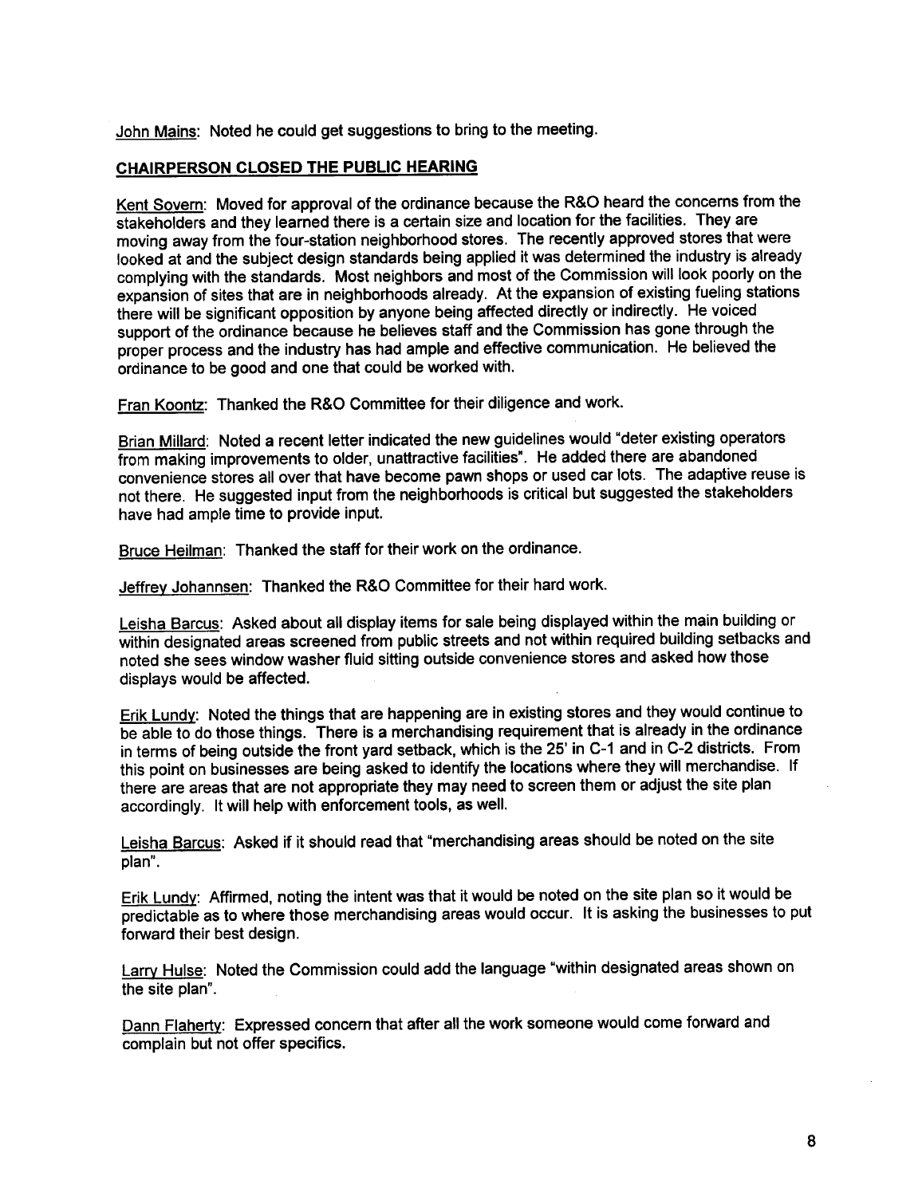John Mains: Noted he could get suggestions to bring to the meeting.

**CHAIRPERSON CLOSED THE PUBLIC HEARING**

Kent Sovern: Moved for approval of the ordinance because the R&O heard the concerns from the stakeholders and they learned there is a certain size and location for the facilities. They are moving away from the four-station neighborhood stores. The recently approved stores that were looked at and the subject design standards being applied it was determined the industry is already complying with the standards. Most neighbors and most of the Commission will look poorly on the expansion of sites that are in neighborhoods already. At the expansion of existing fueling stations there will be significant opposition by anyone being affected directly or indirectly. He voiced support of the ordinance because he believes staff and the Commission has gone through the proper process and the industry has had ample and effective communication. He believed the ordinance to be good and one that could be worked with.

Fran Koontz: Thanked the R&O Committee for their diligence and work.

Brian Millard: Noted a recent letter indicated the new guidelines would "deter existing operators from making improvements to older, unattractive facilities". He added there are abandoned convenience stores all over that have become pawn shops or used car lots. The adaptive reuse is not there. He suggested input from the neighborhoods is critical but suggested the stakeholders have had ample time to provide input.

Bruce Heilman: Thanked the staff for their work on the ordinance.

Jeffrey Johannsen: Thanked the R&O Committee for their hard work.

Leisha Barcus: Asked about all display items for sale being displayed within the main building or within designated areas screened from public streets and not within required building setbacks and noted she sees window washer fluid sitting outside convenience stores and asked how those displays would be affected.

Erik Lundy: Noted the things that are happening are in existing stores and they would continue to be able to do those things. There is a merchandising requirement that is already in the ordinance in terms of being outside the front yard setback, which is the 25' in C-1 and in C-2 districts. From this point on businesses are being asked to identify the locations where they will merchandise. If there are areas that are not appropriate they may need to screen them or adjust the site plan accordingly. It will help with enforcement tools, as well.

Leisha Barcus: Asked if it should read that "merchandising areas should be noted on the site plan".

Erik Lundy: Affirmed, noting the intent was that it would be noted on the site plan so it would be predictable as to where those merchandising areas would occur. It is asking the businesses to put forward their best design.

Larry Hulse: Noted the Commission could add the language "within designated areas shown on the site plan".

Dann Flaherty: Expressed concern that after all the work someone would come forward and complain but not offer specifics.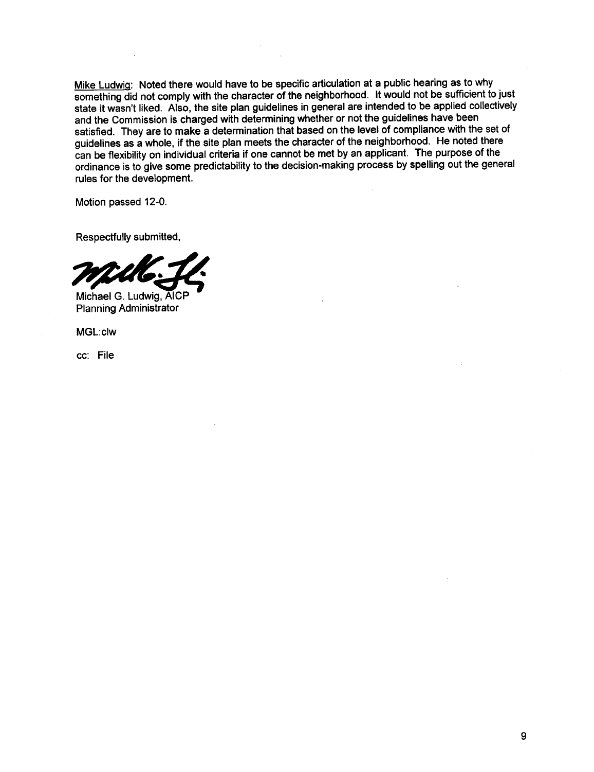Mike Ludwig: Noted there would have to be specific articulation at a public hearing as to why something did not comply with the character of the neighborhood. It would not be sufficient to just state it wasn't liked. Also, the site plan guidelines in general are intended to be applied collectively and the Commission is charged with determining whether or not the guidelines have been satisfied. They are to make a determination that based on the level of compliance with the set of guidelines as a whole, if the site plan meets the character of the neighborhood. He noted there can be flexibility on individual criteria if one cannot be met by an applicant. The purpose of the ordinance is to give some predictability to the decision-making process by spelling out the general rules for the development.

Motion passed 12-0.

Respectfully submitted,

Michael G. Ludwig, AICP
Planning Administrator

MGL:clw

cc: File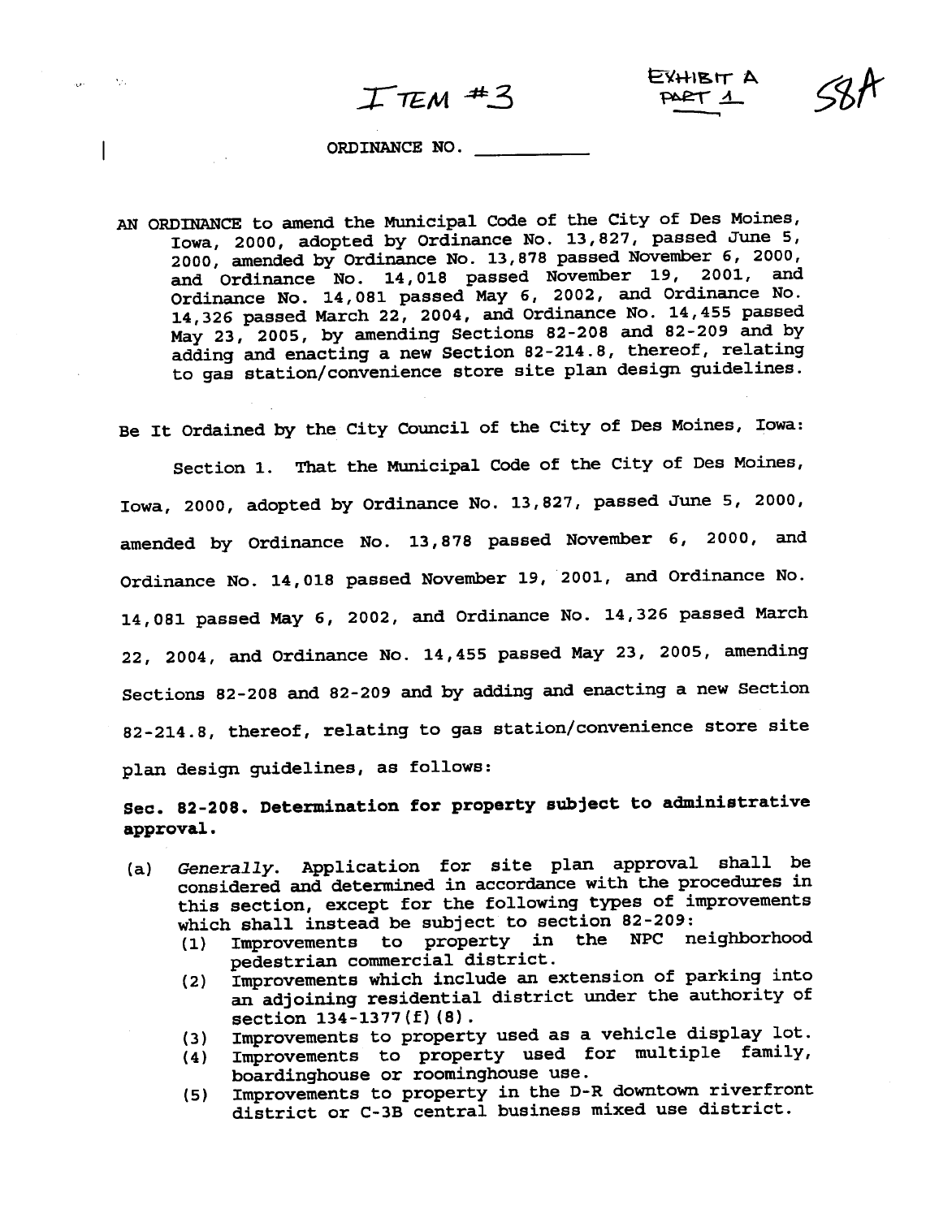ITEM #3

EXHIBIT A PART 1

58A

ORDINANCE NO. __________

AN ORDINANCE to amend the Municipal Code of the City of Des Moines, Iowa, 2000, adopted by Ordinance No. 13,827, passed June 5, 2000, amended by Ordinance No. 13,878 passed November 6, 2000, and Ordinance No. 14,018 passed November 19, 2001, and Ordinance No. 14,081 passed May 6, 2002, and Ordinance No. 14,326 passed March 22, 2004, and Ordinance No. 14,455 passed May 23, 2005, by amending Sections 82-208 and 82-209 and by adding and enacting a new Section 82-214.8, thereof, relating to gas station/convenience store site plan design guidelines.

Be It Ordained by the City Council of the City of Des Moines, Iowa:

Section 1. That the Municipal Code of the City of Des Moines, Iowa, 2000, adopted by Ordinance No. 13,827, passed June 5, 2000, amended by Ordinance No. 13,878 passed November 6, 2000, and Ordinance No. 14,018 passed November 19, 2001, and Ordinance No. 14,081 passed May 6, 2002, and Ordinance No. 14,326 passed March 22, 2004, and Ordinance No. 14,455 passed May 23, 2005, amending Sections 82-208 and 82-209 and by adding and enacting a new Section 82-214.8, thereof, relating to gas station/convenience store site plan design guidelines, as follows:

**Sec. 82-208. Determination for property subject to administrative approval.**

(a) *Generally.* Application for site plan approval shall be considered and determined in accordance with the procedures in this section, except for the following types of improvements which shall instead be subject to section 82-209:
  (1) Improvements to property in the NPC neighborhood pedestrian commercial district.
  (2) Improvements which include an extension of parking into an adjoining residential district under the authority of section 134-1377(f)(8).
  (3) Improvements to property used as a vehicle display lot.
  (4) Improvements to property used for multiple family, boardinghouse or roominghouse use.
  (5) Improvements to property in the D-R downtown riverfront district or C-3B central business mixed use district.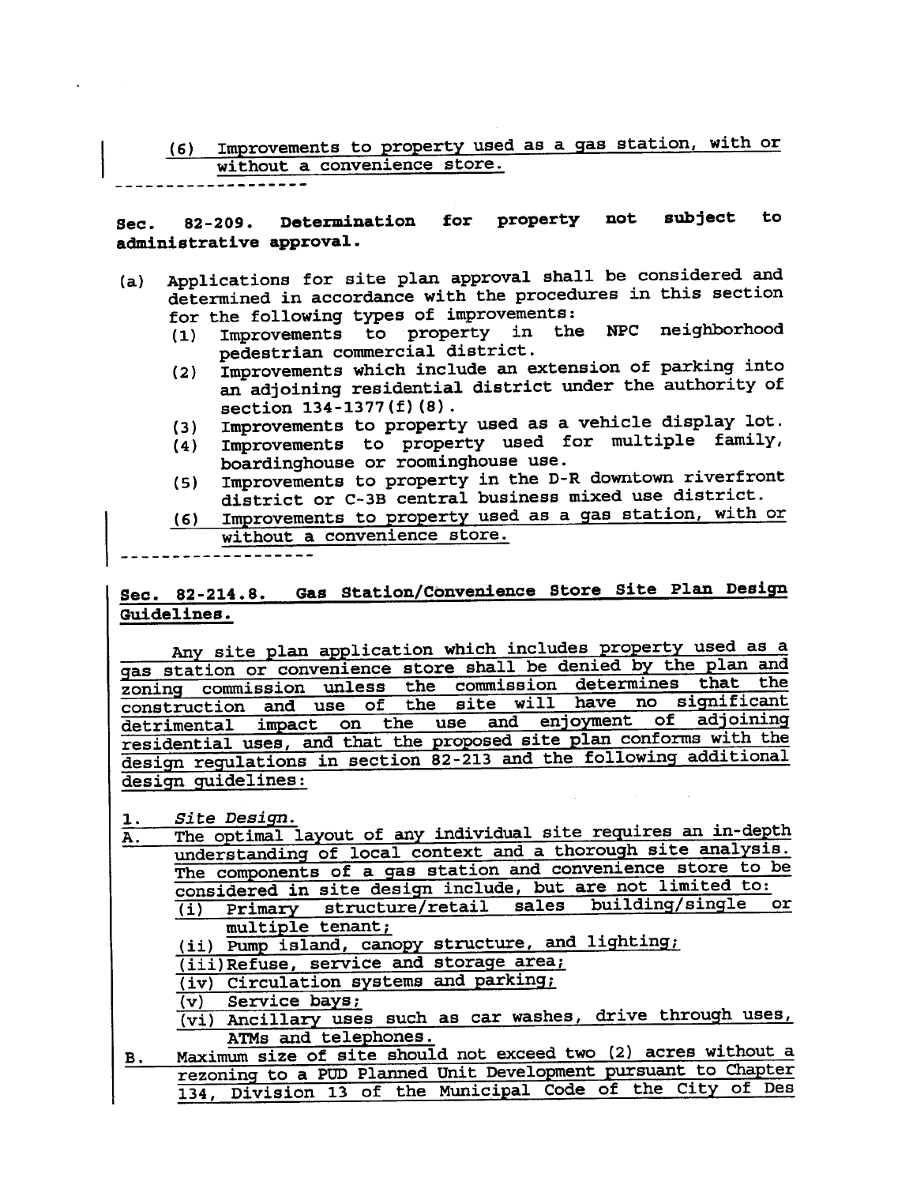(6) Improvements to property used as a gas station, with or without a convenience store.

-------------------

**Sec. 82-209. Determination for property not subject to administrative approval.**

(a) Applications for site plan approval shall be considered and determined in accordance with the procedures in this section for the following types of improvements:

(1) Improvements to property in the NPC neighborhood pedestrian commercial district.

(2) Improvements which include an extension of parking into an adjoining residential district under the authority of section 134-1377(f)(8).

(3) Improvements to property used as a vehicle display lot.

(4) Improvements to property used for multiple family, boardinghouse or roominghouse use.

(5) Improvements to property in the D-R downtown riverfront district or C-3B central business mixed use district.

(6) Improvements to property used as a gas station, with or without a convenience store.

-------------------

**Sec. 82-214.8. Gas Station/Convenience Store Site Plan Design Guidelines.**

Any site plan application which includes property used as a gas station or convenience store shall be denied by the plan and zoning commission unless the commission determines that the construction and use of the site will have no significant detrimental impact on the use and enjoyment of adjoining residential uses, and that the proposed site plan conforms with the design regulations in section 82-213 and the following additional design guidelines:

1. *Site Design.*

A. The optimal layout of any individual site requires an in-depth understanding of local context and a thorough site analysis. The components of a gas station and convenience store to be considered in site design include, but are not limited to:

(i) Primary structure/retail sales building/single or multiple tenant;

(ii) Pump island, canopy structure, and lighting;

(iii) Refuse, service and storage area;

(iv) Circulation systems and parking;

(v) Service bays;

(vi) Ancillary uses such as car washes, drive through uses, ATMs and telephones.

B. Maximum size of site should not exceed two (2) acres without a rezoning to a PUD Planned Unit Development pursuant to Chapter 134, Division 13 of the Municipal Code of the City of Des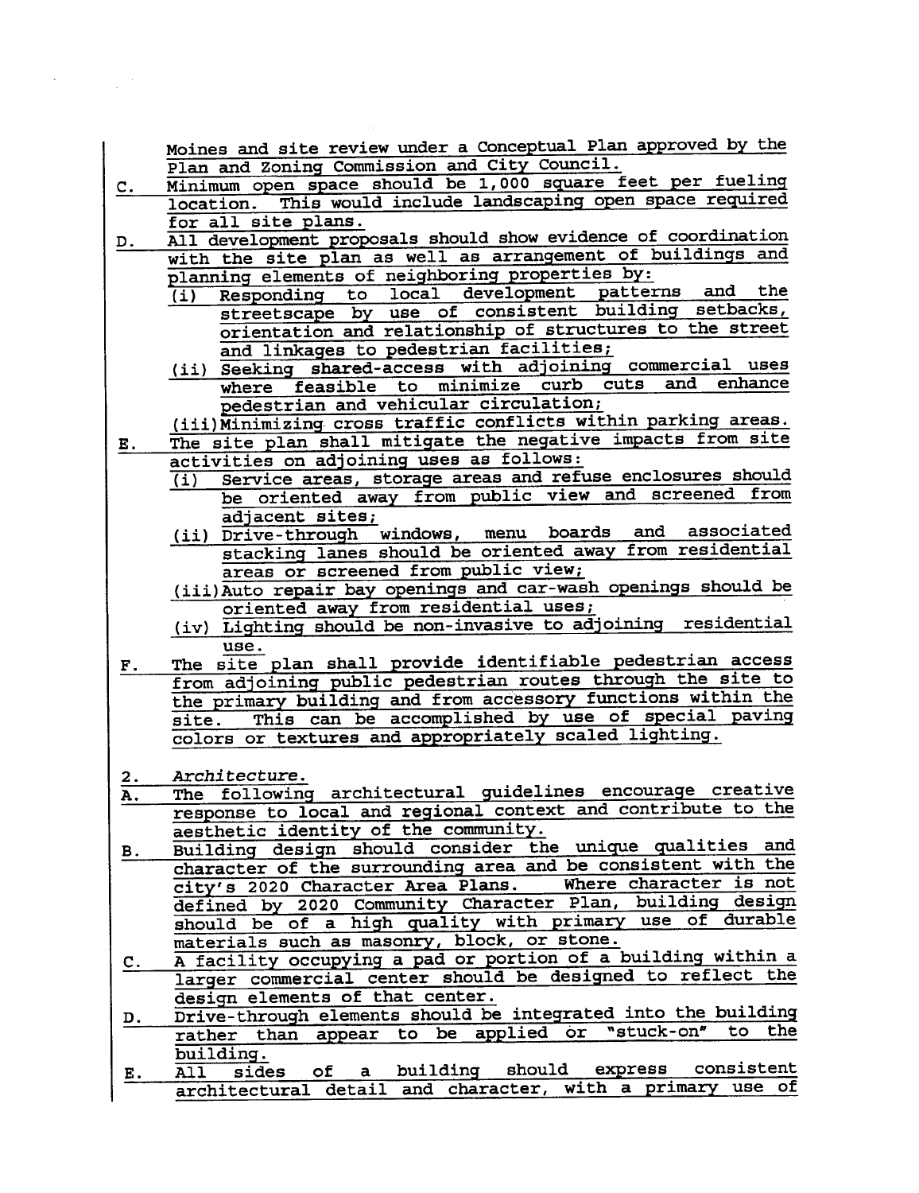Moines and site review under a Conceptual Plan approved by the Plan and Zoning Commission and City Council.

C. Minimum open space should be 1,000 square feet per fueling location. This would include landscaping open space required for all site plans.

D. All development proposals should show evidence of coordination with the site plan as well as arrangement of buildings and planning elements of neighboring properties by:
   (i) Responding to local development patterns and the streetscape by use of consistent building setbacks, orientation and relationship of structures to the street and linkages to pedestrian facilities;
   (ii) Seeking shared-access with adjoining commercial uses where feasible to minimize curb cuts and enhance pedestrian and vehicular circulation;
   (iii) Minimizing cross traffic conflicts within parking areas.

E. The site plan shall mitigate the negative impacts from site activities on adjoining uses as follows:
   (i) Service areas, storage areas and refuse enclosures should be oriented away from public view and screened from adjacent sites;
   (ii) Drive-through windows, menu boards and associated stacking lanes should be oriented away from residential areas or screened from public view;
   (iii) Auto repair bay openings and car-wash openings should be oriented away from residential uses;
   (iv) Lighting should be non-invasive to adjoining residential use.

F. The site plan shall provide identifiable pedestrian access from adjoining public pedestrian routes through the site to the primary building and from accessory functions within the site. This can be accomplished by use of special paving colors or textures and appropriately scaled lighting.

2. *Architecture.*

A. The following architectural guidelines encourage creative response to local and regional context and contribute to the aesthetic identity of the community.

B. Building design should consider the unique qualities and character of the surrounding area and be consistent with the city's 2020 Character Area Plans. Where character is not defined by 2020 Community Character Plan, building design should be of a high quality with primary use of durable materials such as masonry, block, or stone.

C. A facility occupying a pad or portion of a building within a larger commercial center should be designed to reflect the design elements of that center.

D. Drive-through elements should be integrated into the building rather than appear to be applied or "stuck-on" to the building.

E. All sides of a building should express consistent architectural detail and character, with a primary use of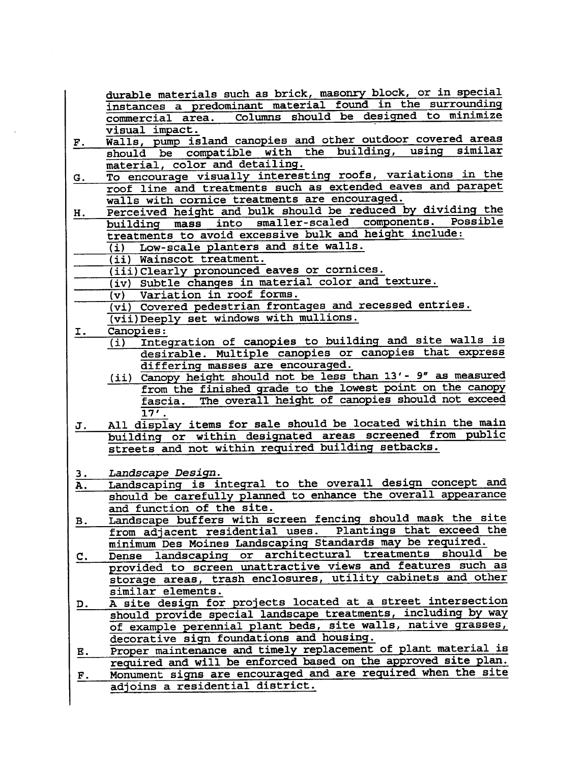durable materials such as brick, masonry block, or in special instances a predominant material found in the surrounding commercial area. Columns should be designed to minimize visual impact.

F. Walls, pump island canopies and other outdoor covered areas should be compatible with the building, using similar material, color and detailing.

G. To encourage visually interesting roofs, variations in the roof line and treatments such as extended eaves and parapet walls with cornice treatments are encouraged.

H. Perceived height and bulk should be reduced by dividing the building mass into smaller-scaled components. Possible treatments to avoid excessive bulk and height include:

   (i) Low-scale planters and site walls.

   (ii) Wainscot treatment.

   (iii) Clearly pronounced eaves or cornices.

   (iv) Subtle changes in material color and texture.

   (v) Variation in roof forms.

   (vi) Covered pedestrian frontages and recessed entries.

   (vii) Deeply set windows with mullions.

I. Canopies:

   (i) Integration of canopies to building and site walls is desirable. Multiple canopies or canopies that express differing masses are encouraged.

   (ii) Canopy height should not be less than 13'- 9" as measured from the finished grade to the lowest point on the canopy fascia. The overall height of canopies should not exceed 17'.

J. All display items for sale should be located within the main building or within designated areas screened from public streets and not within required building setbacks.

3. *Landscape Design.*

A. Landscaping is integral to the overall design concept and should be carefully planned to enhance the overall appearance and function of the site.

B. Landscape buffers with screen fencing should mask the site from adjacent residential uses. Plantings that exceed the minimum Des Moines Landscaping Standards may be required.

C. Dense landscaping or architectural treatments should be provided to screen unattractive views and features such as storage areas, trash enclosures, utility cabinets and other similar elements.

D. A site design for projects located at a street intersection should provide special landscape treatments, including by way of example perennial plant beds, site walls, native grasses, decorative sign foundations and housing.

E. Proper maintenance and timely replacement of plant material is required and will be enforced based on the approved site plan.

F. Monument signs are encouraged and are required when the site adjoins a residential district.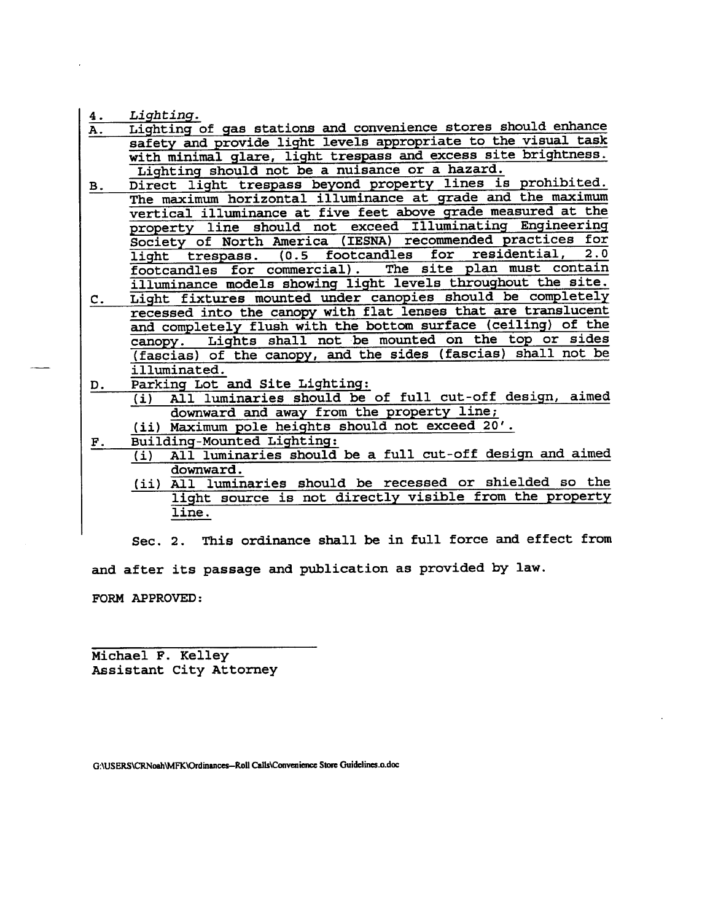4. *Lighting.*

A. Lighting of gas stations and convenience stores should enhance safety and provide light levels appropriate to the visual task with minimal glare, light trespass and excess site brightness. Lighting should not be a nuisance or a hazard.

B. Direct light trespass beyond property lines is prohibited. The maximum horizontal illuminance at grade and the maximum vertical illuminance at five feet above grade measured at the property line should not exceed Illuminating Engineering Society of North America (IESNA) recommended practices for light trespass. (0.5 footcandles for residential, 2.0 footcandles for commercial). The site plan must contain illuminance models showing light levels throughout the site.

C. Light fixtures mounted under canopies should be completely recessed into the canopy with flat lenses that are translucent and completely flush with the bottom surface (ceiling) of the canopy. Lights shall not be mounted on the top or sides (fascias) of the canopy, and the sides (fascias) shall not be illuminated.

D. Parking Lot and Site Lighting:
   (i) All luminaries should be of full cut-off design, aimed downward and away from the property line;
   (ii) Maximum pole heights should not exceed 20'.

F. Building-Mounted Lighting:
   (i) All luminaries should be a full cut-off design and aimed downward.
   (ii) All luminaries should be recessed or shielded so the light source is not directly visible from the property line.

Sec. 2. This ordinance shall be in full force and effect from and after its passage and publication as provided by law.

FORM APPROVED:

Michael F. Kelley
Assistant City Attorney

G:\USERS\CRNoah\MFK\Ordinances--Roll Calls\Convenience Store Guidelines.o.doc